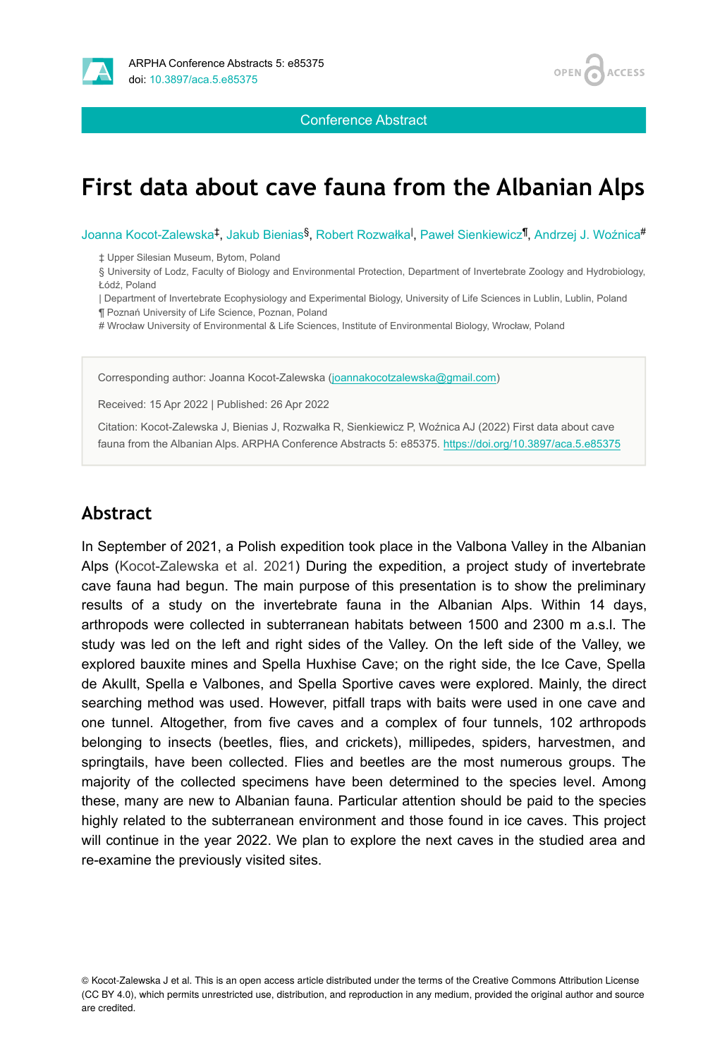Conference Abstract

# First data about cave fauna from the Albanian Alps

Joanna Kocot-Zalewska[‡], Jakub Bienias[§], Robert Rozwałka[|], Paweł Sienkiewicz[¶], Andrzej J. Woźnica[#]

‡ Upper Silesian Museum, Bytom, Poland
§ University of Lodz, Faculty of Biology and Environmental Protection, Department of Invertebrate Zoology and Hydrobiology, Łódź, Poland
| Department of Invertebrate Ecophysiology and Experimental Biology, University of Life Sciences in Lublin, Lublin, Poland
¶ Poznań University of Life Science, Poznan, Poland
# Wrocław University of Environmental & Life Sciences, Institute of Environmental Biology, Wrocław, Poland

Corresponding author: Joanna Kocot-Zalewska (joannakocotzalewska@gmail.com)

Received: 15 Apr 2022 | Published: 26 Apr 2022

Citation: Kocot-Zalewska J, Bienias J, Rozwałka R, Sienkiewicz P, Woźnica AJ (2022) First data about cave fauna from the Albanian Alps. ARPHA Conference Abstracts 5: e85375. https://doi.org/10.3897/aca.5.e85375

## Abstract

In September of 2021, a Polish expedition took place in the Valbona Valley in the Albanian Alps (Kocot-Zalewska et al. 2021) During the expedition, a project study of invertebrate cave fauna had begun. The main purpose of this presentation is to show the preliminary results of a study on the invertebrate fauna in the Albanian Alps. Within 14 days, arthropods were collected in subterranean habitats between 1500 and 2300 m a.s.l. The study was led on the left and right sides of the Valley. On the left side of the Valley, we explored bauxite mines and Spella Huxhise Cave; on the right side, the Ice Cave, Spella de Akullt, Spella e Valbones, and Spella Sportive caves were explored. Mainly, the direct searching method was used. However, pitfall traps with baits were used in one cave and one tunnel. Altogether, from five caves and a complex of four tunnels, 102 arthropods belonging to insects (beetles, flies, and crickets), millipedes, spiders, harvestmen, and springtails, have been collected. Flies and beetles are the most numerous groups. The majority of the collected specimens have been determined to the species level. Among these, many are new to Albanian fauna. Particular attention should be paid to the species highly related to the subterranean environment and those found in ice caves. This project will continue in the year 2022. We plan to explore the next caves in the studied area and re-examine the previously visited sites.

© Kocot-Zalewska J et al. This is an open access article distributed under the terms of the Creative Commons Attribution License (CC BY 4.0), which permits unrestricted use, distribution, and reproduction in any medium, provided the original author and source are credited.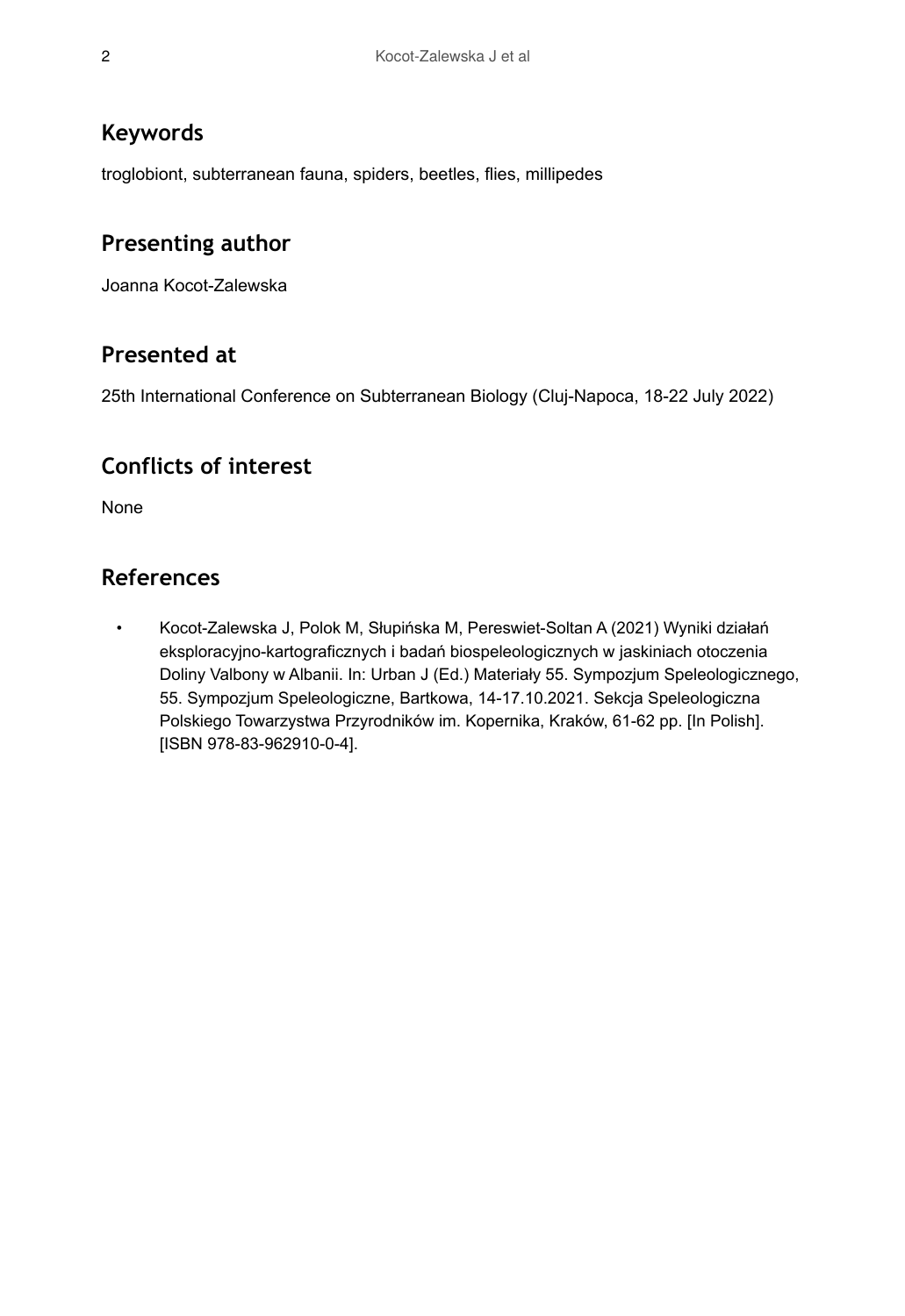## Keywords

troglobiont, subterranean fauna, spiders, beetles, flies, millipedes

## Presenting author

Joanna Kocot-Zalewska

## Presented at

25th International Conference on Subterranean Biology (Cluj-Napoca, 18-22 July 2022)

## Conflicts of interest

None

## References

- Kocot-Zalewska J, Polok M, Słupińska M, Pereswiet-Soltan A (2021) Wyniki działań eksploracyjno-kartograficznych i badań biospeleologicznych w jaskiniach otoczenia Doliny Valbony w Albanii. In: Urban J (Ed.) Materiały 55. Sympozjum Speleologicznego, 55. Sympozjum Speleologiczne, Bartkowa, 14-17.10.2021. Sekcja Speleologiczna Polskiego Towarzystwa Przyrodników im. Kopernika, Kraków, 61-62 pp. [In Polish]. [ISBN 978-83-962910-0-4].